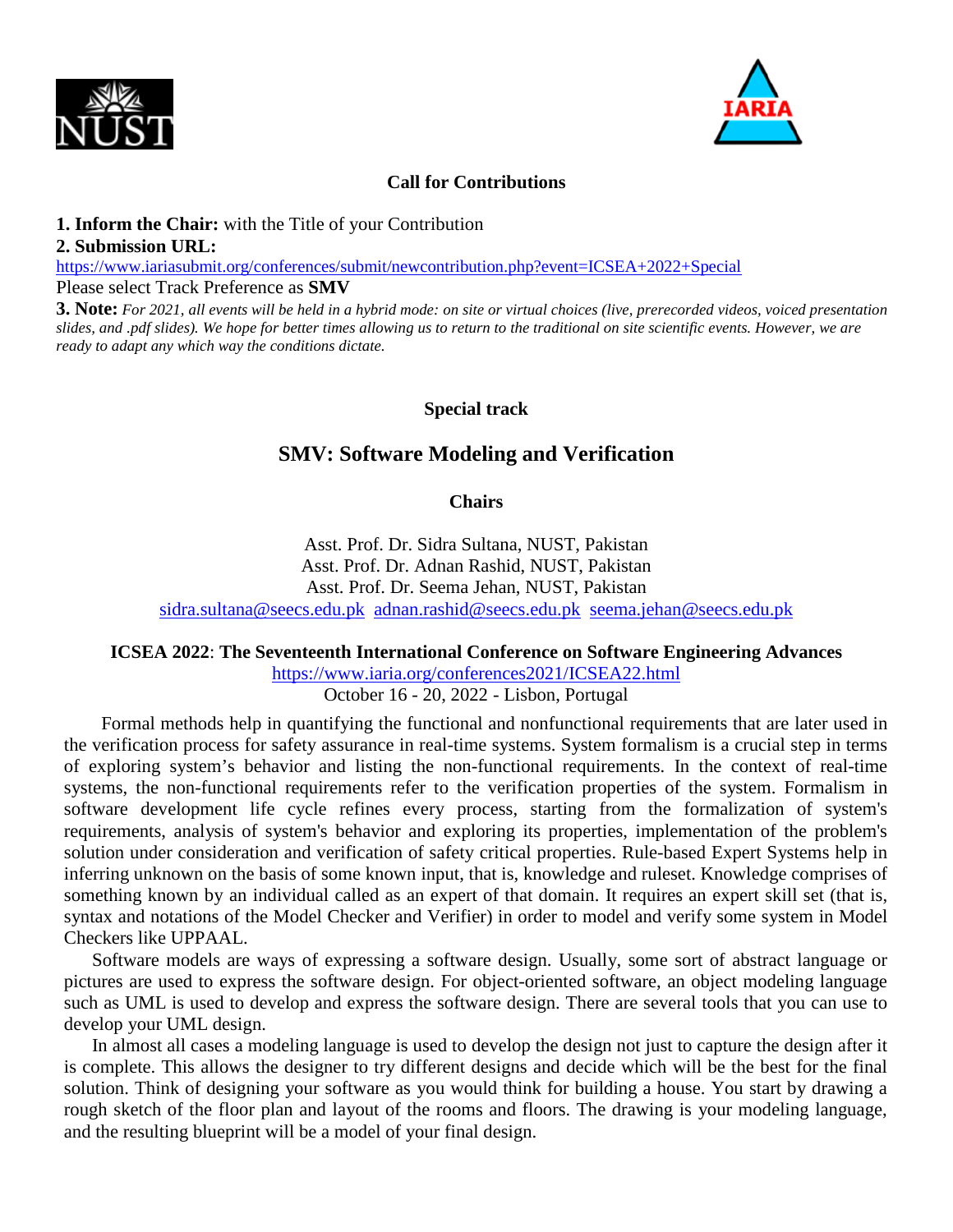**Call for Contributions**

**1. Inform the Chair:** with the Title of your Contribution

**2. Submission URL:**

https://www.iariasubmit.org/conferences/submit/newcontribution.php?event=ICSEA+2022+Special

Please select Track Preference as **SMV**

**3. Note:** *For 2021, all events will be held in a hybrid mode: on site or virtual choices (live, prerecorded videos, voiced presentation slides, and .pdf slides). We hope for better times allowing us to return to the traditional on site scientific events. However, we are ready to adapt any which way the conditions dictate.*

**Special track**

## SMV: Software Modeling and Verification

**Chairs**

Asst. Prof. Dr. Sidra Sultana, NUST, Pakistan
Asst. Prof. Dr. Adnan Rashid, NUST, Pakistan
Asst. Prof. Dr. Seema Jehan, NUST, Pakistan
sidra.sultana@seecs.edu.pk adnan.rashid@seecs.edu.pk seema.jehan@seecs.edu.pk

**ICSEA 2022**: **The Seventeenth International Conference on Software Engineering Advances**
https://www.iaria.org/conferences2021/ICSEA22.html
October 16 - 20, 2022 - Lisbon, Portugal

Formal methods help in quantifying the functional and nonfunctional requirements that are later used in the verification process for safety assurance in real-time systems. System formalism is a crucial step in terms of exploring system's behavior and listing the non-functional requirements. In the context of real-time systems, the non-functional requirements refer to the verification properties of the system. Formalism in software development life cycle refines every process, starting from the formalization of system's requirements, analysis of system's behavior and exploring its properties, implementation of the problem's solution under consideration and verification of safety critical properties. Rule-based Expert Systems help in inferring unknown on the basis of some known input, that is, knowledge and ruleset. Knowledge comprises of something known by an individual called as an expert of that domain. It requires an expert skill set (that is, syntax and notations of the Model Checker and Verifier) in order to model and verify some system in Model Checkers like UPPAAL.

Software models are ways of expressing a software design. Usually, some sort of abstract language or pictures are used to express the software design. For object-oriented software, an object modeling language such as UML is used to develop and express the software design. There are several tools that you can use to develop your UML design.

In almost all cases a modeling language is used to develop the design not just to capture the design after it is complete. This allows the designer to try different designs and decide which will be the best for the final solution. Think of designing your software as you would think for building a house. You start by drawing a rough sketch of the floor plan and layout of the rooms and floors. The drawing is your modeling language, and the resulting blueprint will be a model of your final design.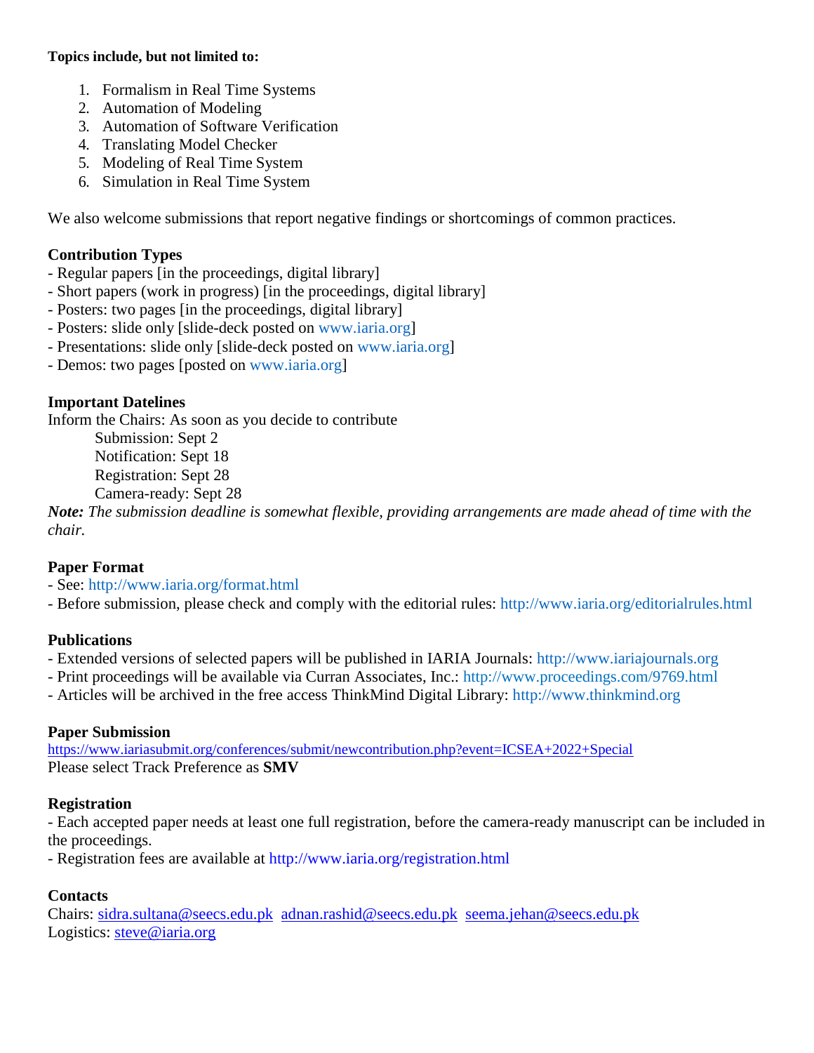**Topics include, but not limited to:**

1. Formalism in Real Time Systems
2. Automation of Modeling
3. Automation of Software Verification
4. Translating Model Checker
5. Modeling of Real Time System
6. Simulation in Real Time System

We also welcome submissions that report negative findings or shortcomings of common practices.

**Contribution Types**

- Regular papers [in the proceedings, digital library]
- Short papers (work in progress) [in the proceedings, digital library]
- Posters: two pages [in the proceedings, digital library]
- Posters: slide only [slide-deck posted on www.iaria.org]
- Presentations: slide only [slide-deck posted on www.iaria.org]
- Demos: two pages [posted on www.iaria.org]

**Important Datelines**

Inform the Chairs: As soon as you decide to contribute

Submission: Sept 2
Notification: Sept 18
Registration: Sept 28
Camera-ready: Sept 28

***Note:*** *The submission deadline is somewhat flexible, providing arrangements are made ahead of time with the chair.*

**Paper Format**

- See: http://www.iaria.org/format.html
- Before submission, please check and comply with the editorial rules: http://www.iaria.org/editorialrules.html

**Publications**

- Extended versions of selected papers will be published in IARIA Journals: http://www.iariajournals.org
- Print proceedings will be available via Curran Associates, Inc.: http://www.proceedings.com/9769.html
- Articles will be archived in the free access ThinkMind Digital Library: http://www.thinkmind.org

**Paper Submission**

https://www.iariasubmit.org/conferences/submit/newcontribution.php?event=ICSEA+2022+Special
Please select Track Preference as **SMV**

**Registration**

- Each accepted paper needs at least one full registration, before the camera-ready manuscript can be included in the proceedings.
- Registration fees are available at http://www.iaria.org/registration.html

**Contacts**

Chairs: sidra.sultana@seecs.edu.pk adnan.rashid@seecs.edu.pk seema.jehan@seecs.edu.pk
Logistics: steve@iaria.org